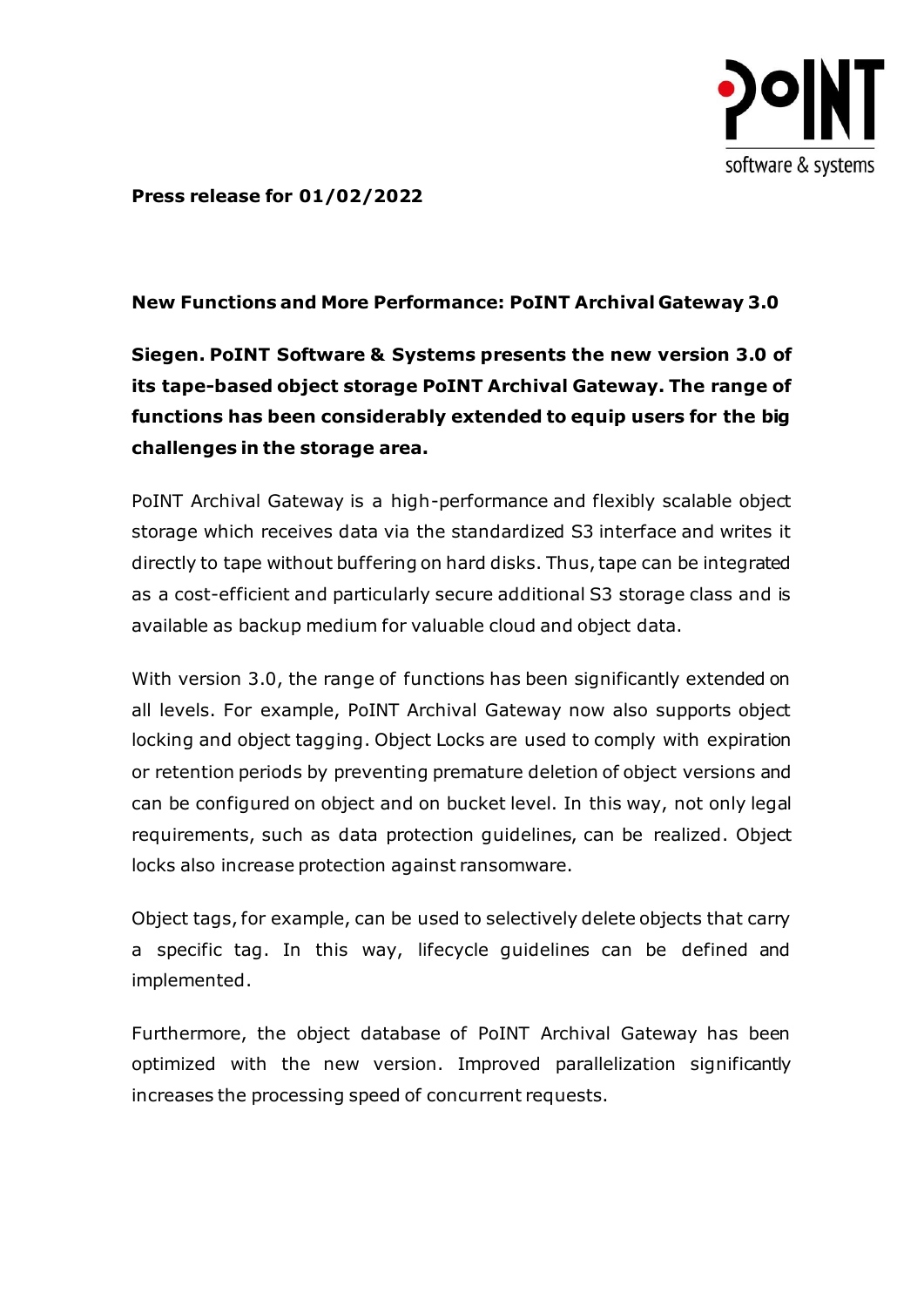**Press release for 01/02/2022**

# New Functions and More Performance: PoINT Archival Gateway 3.0

**Siegen. PoINT Software & Systems presents the new version 3.0 of its tape-based object storage PoINT Archival Gateway. The range of functions has been considerably extended to equip users for the big challenges in the storage area.**

PoINT Archival Gateway is a high-performance and flexibly scalable object storage which receives data via the standardized S3 interface and writes it directly to tape without buffering on hard disks. Thus, tape can be integrated as a cost-efficient and particularly secure additional S3 storage class and is available as backup medium for valuable cloud and object data.

With version 3.0, the range of functions has been significantly extended on all levels. For example, PoINT Archival Gateway now also supports object locking and object tagging. Object Locks are used to comply with expiration or retention periods by preventing premature deletion of object versions and can be configured on object and on bucket level. In this way, not only legal requirements, such as data protection guidelines, can be realized. Object locks also increase protection against ransomware.

Object tags, for example, can be used to selectively delete objects that carry a specific tag. In this way, lifecycle guidelines can be defined and implemented.

Furthermore, the object database of PoINT Archival Gateway has been optimized with the new version. Improved parallelization significantly increases the processing speed of concurrent requests.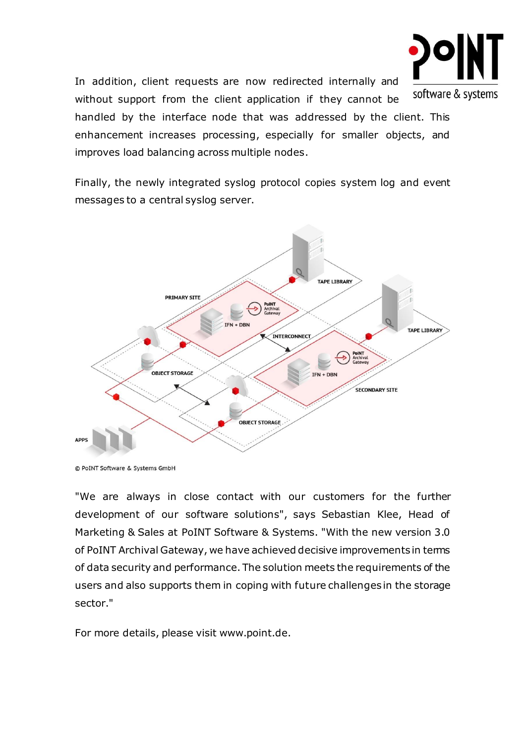In addition, client requests are now redirected internally and without support from the client application if they cannot be handled by the interface node that was addressed by the client. This enhancement increases processing, especially for smaller objects, and improves load balancing across multiple nodes.

Finally, the newly integrated syslog protocol copies system log and event messages to a central syslog server.

© PoINT Software & Systems GmbH

"We are always in close contact with our customers for the further development of our software solutions", says Sebastian Klee, Head of Marketing & Sales at PoINT Software & Systems. "With the new version 3.0 of PoINT Archival Gateway, we have achieved decisive improvements in terms of data security and performance. The solution meets the requirements of the users and also supports them in coping with future challenges in the storage sector."

For more details, please visit www.point.de.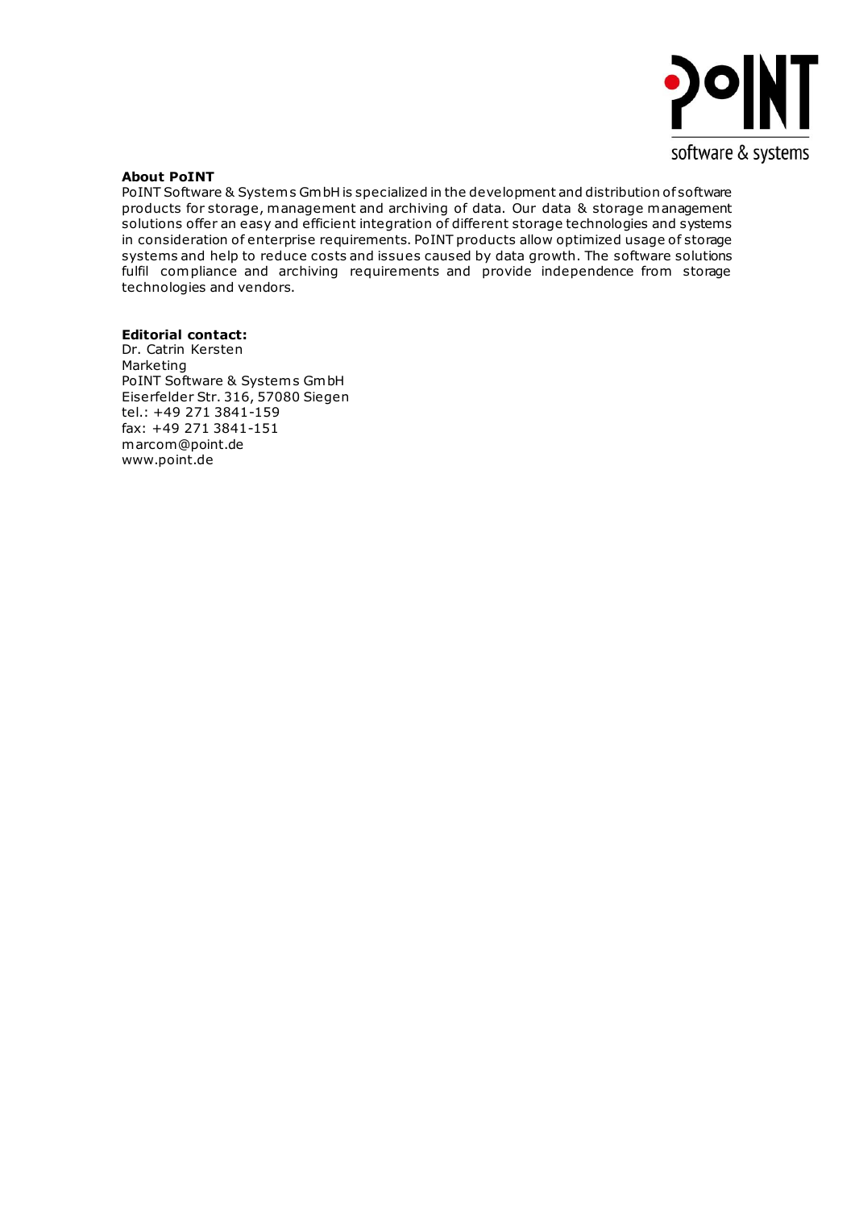**About PoINT**

PoINT Software & Systems GmbH is specialized in the development and distribution of software products for storage, management and archiving of data. Our data & storage management solutions offer an easy and efficient integration of different storage technologies and systems in consideration of enterprise requirements. PoINT products allow optimized usage of storage systems and help to reduce costs and issues caused by data growth. The software solutions fulfil compliance and archiving requirements and provide independence from storage technologies and vendors.

**Editorial contact:**

Dr. Catrin Kersten
Marketing
PoINT Software & Systems GmbH
Eiserfelder Str. 316, 57080 Siegen
tel.: +49 271 3841-159
fax: +49 271 3841-151
marcom@point.de
www.point.de